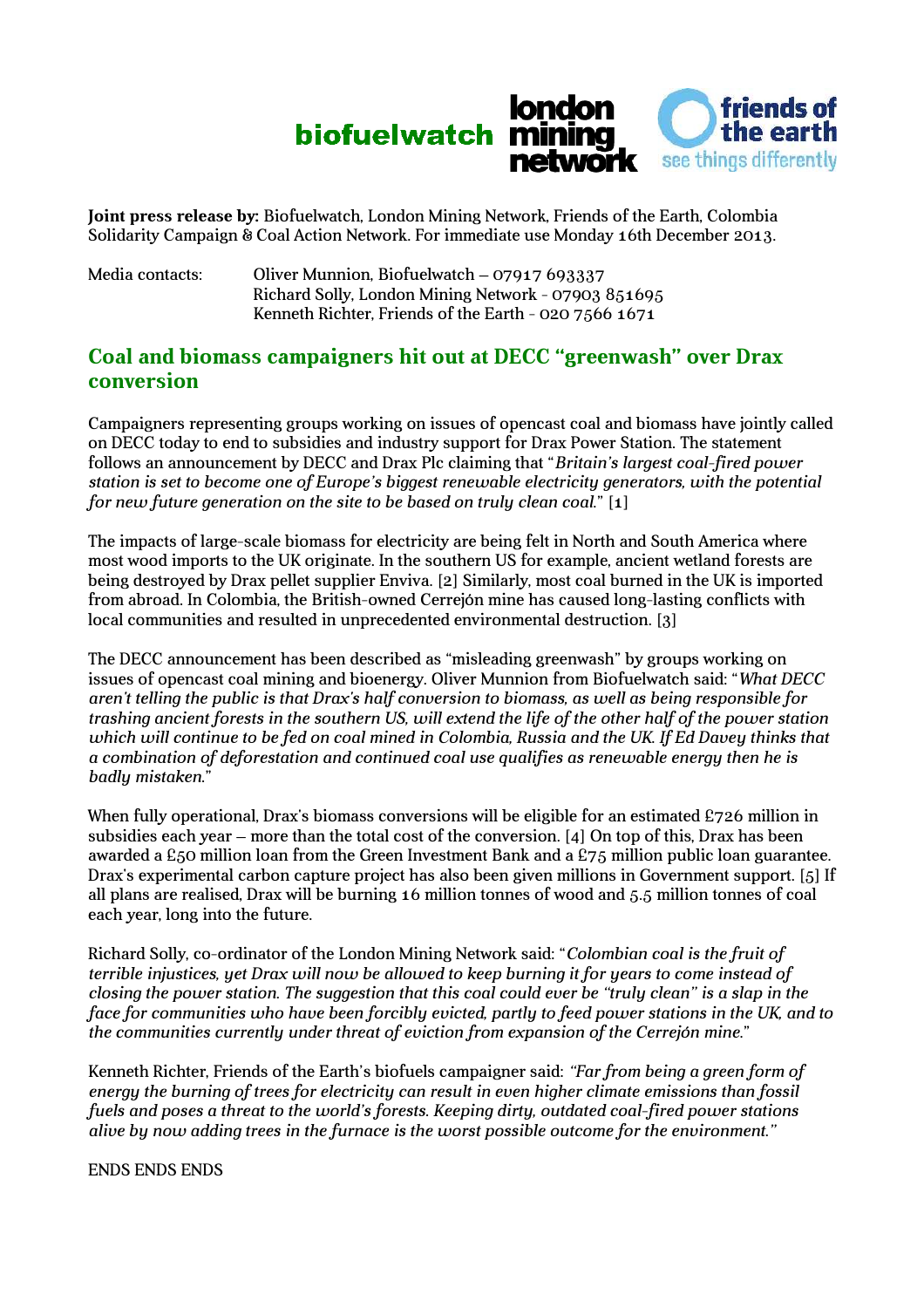biofuelwatch london mining network friends of the earth see things differently

**Joint press release by:** Biofuelwatch, London Mining Network, Friends of the Earth, Colombia Solidarity Campaign & Coal Action Network. For immediate use Monday 16th December 2013.

Media contacts: Oliver Munnion, Biofuelwatch – 07917 693337
Richard Solly, London Mining Network - 07903 851695
Kenneth Richter, Friends of the Earth - 020 7566 1671

## Coal and biomass campaigners hit out at DECC "greenwash" over Drax conversion

Campaigners representing groups working on issues of opencast coal and biomass have jointly called on DECC today to end to subsidies and industry support for Drax Power Station. The statement follows an announcement by DECC and Drax Plc claiming that "*Britain's largest coal-fired power station is set to become one of Europe's biggest renewable electricity generators, with the potential for new future generation on the site to be based on truly clean coal.*" [1]

The impacts of large-scale biomass for electricity are being felt in North and South America where most wood imports to the UK originate. In the southern US for example, ancient wetland forests are being destroyed by Drax pellet supplier Enviva. [2] Similarly, most coal burned in the UK is imported from abroad. In Colombia, the British-owned Cerrejón mine has caused long-lasting conflicts with local communities and resulted in unprecedented environmental destruction. [3]

The DECC announcement has been described as "misleading greenwash" by groups working on issues of opencast coal mining and bioenergy. Oliver Munnion from Biofuelwatch said: "*What DECC aren't telling the public is that Drax's half conversion to biomass, as well as being responsible for trashing ancient forests in the southern US, will extend the life of the other half of the power station which will continue to be fed on coal mined in Colombia, Russia and the UK. If Ed Davey thinks that a combination of deforestation and continued coal use qualifies as renewable energy then he is badly mistaken.*"

When fully operational, Drax's biomass conversions will be eligible for an estimated £726 million in subsidies each year – more than the total cost of the conversion. [4] On top of this, Drax has been awarded a £50 million loan from the Green Investment Bank and a £75 million public loan guarantee. Drax's experimental carbon capture project has also been given millions in Government support. [5] If all plans are realised, Drax will be burning 16 million tonnes of wood and 5.5 million tonnes of coal each year, long into the future.

Richard Solly, co-ordinator of the London Mining Network said: "*Colombian coal is the fruit of terrible injustices, yet Drax will now be allowed to keep burning it for years to come instead of closing the power station. The suggestion that this coal could ever be "truly clean" is a slap in the face for communities who have been forcibly evicted, partly to feed power stations in the UK, and to the communities currently under threat of eviction from expansion of the Cerrejón mine.*"

Kenneth Richter, Friends of the Earth's biofuels campaigner said: *"Far from being a green form of energy the burning of trees for electricity can result in even higher climate emissions than fossil fuels and poses a threat to the world's forests. Keeping dirty, outdated coal-fired power stations alive by now adding trees in the furnace is the worst possible outcome for the environment."*

ENDS ENDS ENDS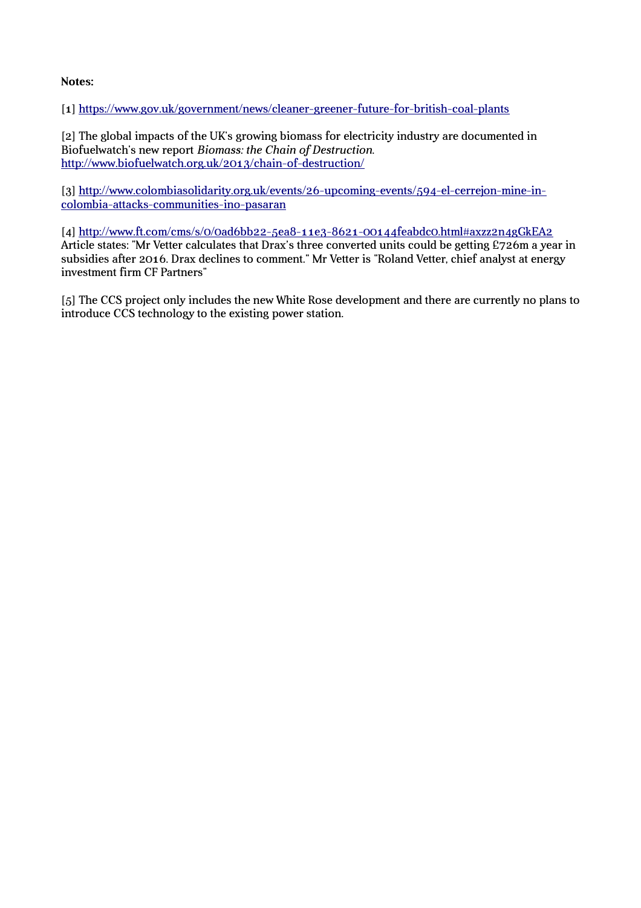**Notes:**

[1] https://www.gov.uk/government/news/cleaner-greener-future-for-british-coal-plants

[2] The global impacts of the UK's growing biomass for electricity industry are documented in Biofuelwatch's new report *Biomass: the Chain of Destruction.* http://www.biofuelwatch.org.uk/2013/chain-of-destruction/

[3] http://www.colombiasolidarity.org.uk/events/26-upcoming-events/594-el-cerrejon-mine-in-colombia-attacks-communities-ino-pasaran

[4] http://www.ft.com/cms/s/0/0ad6bb22-5ea8-11e3-8621-00144feabdc0.html#axzz2n4gGkEA2
Article states: "Mr Vetter calculates that Drax's three converted units could be getting £726m a year in subsidies after 2016. Drax declines to comment." Mr Vetter is "Roland Vetter, chief analyst at energy investment firm CF Partners"

[5] The CCS project only includes the new White Rose development and there are currently no plans to introduce CCS technology to the existing power station.